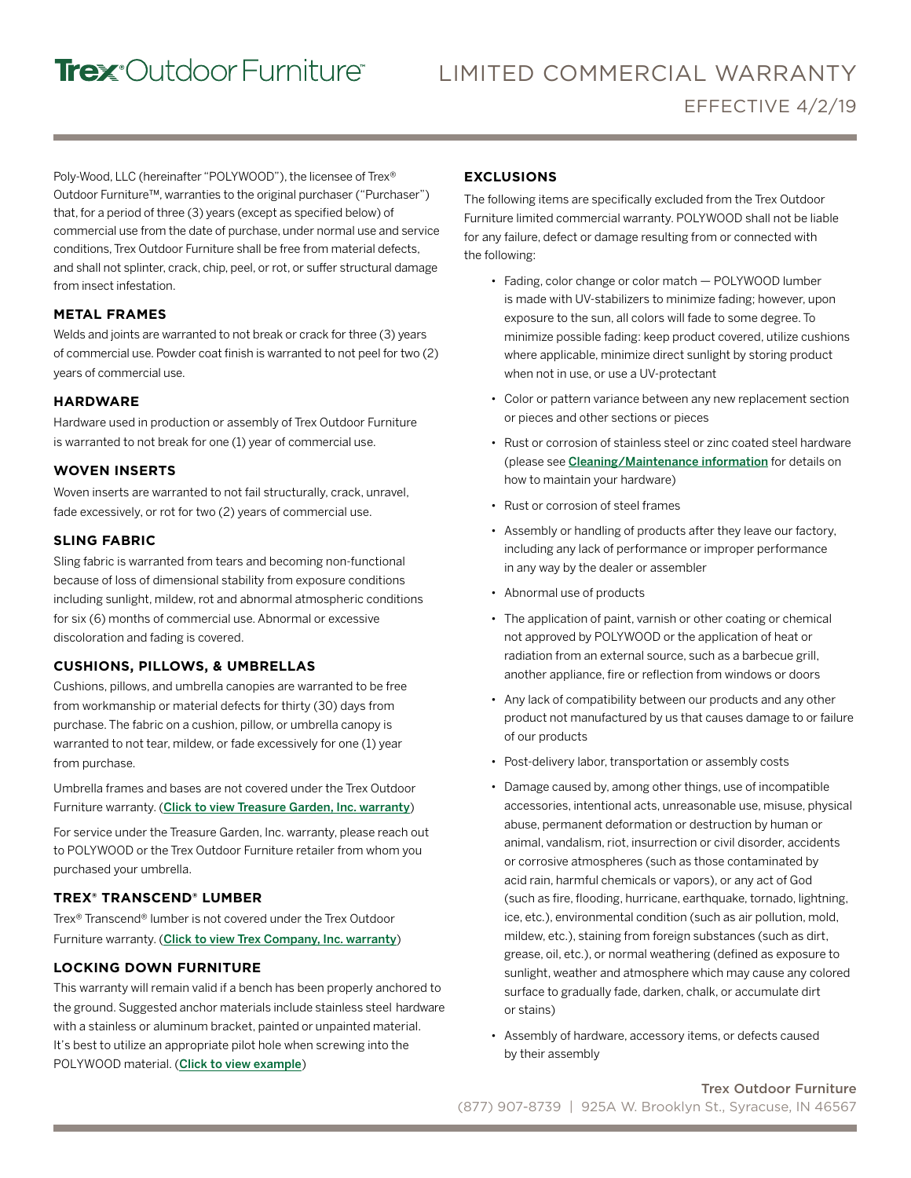# Trex® Outdoor Furniture™

# LIMITED COMMERCIAL WARRANTY

## EFFECTIVE 4/2/19

Poly-Wood, LLC (hereinafter "POLYWOOD"), the licensee of Trex® Outdoor Furniture™, warranties to the original purchaser ("Purchaser") that, for a period of three (3) years (except as specified below) of commercial use from the date of purchase, under normal use and service conditions, Trex Outdoor Furniture shall be free from material defects, and shall not splinter, crack, chip, peel, or rot, or suffer structural damage from insect infestation.

### METAL FRAMES

Welds and joints are warranted to not break or crack for three (3) years of commercial use. Powder coat finish is warranted to not peel for two (2) years of commercial use.

### HARDWARE

Hardware used in production or assembly of Trex Outdoor Furniture is warranted to not break for one (1) year of commercial use.

### WOVEN INSERTS

Woven inserts are warranted to not fail structurally, crack, unravel, fade excessively, or rot for two (2) years of commercial use.

### SLING FABRIC

Sling fabric is warranted from tears and becoming non-functional because of loss of dimensional stability from exposure conditions including sunlight, mildew, rot and abnormal atmospheric conditions for six (6) months of commercial use. Abnormal or excessive discoloration and fading is covered.

### CUSHIONS, PILLOWS, & UMBRELLAS

Cushions, pillows, and umbrella canopies are warranted to be free from workmanship or material defects for thirty (30) days from purchase. The fabric on a cushion, pillow, or umbrella canopy is warranted to not tear, mildew, or fade excessively for one (1) year from purchase.

Umbrella frames and bases are not covered under the Trex Outdoor Furniture warranty. (**Click to view Treasure Garden, Inc. warranty**)

For service under the Treasure Garden, Inc. warranty, please reach out to POLYWOOD or the Trex Outdoor Furniture retailer from whom you purchased your umbrella.

### TREX® TRANSCEND® LUMBER

Trex® Transcend® lumber is not covered under the Trex Outdoor Furniture warranty. (**Click to view Trex Company, Inc. warranty**)

### LOCKING DOWN FURNITURE

This warranty will remain valid if a bench has been properly anchored to the ground. Suggested anchor materials include stainless steel hardware with a stainless or aluminum bracket, painted or unpainted material. It's best to utilize an appropriate pilot hole when screwing into the POLYWOOD material. (**Click to view example**)

### EXCLUSIONS

The following items are specifically excluded from the Trex Outdoor Furniture limited commercial warranty. POLYWOOD shall not be liable for any failure, defect or damage resulting from or connected with the following:

- Fading, color change or color match — POLYWOOD lumber is made with UV-stabilizers to minimize fading; however, upon exposure to the sun, all colors will fade to some degree. To minimize possible fading: keep product covered, utilize cushions where applicable, minimize direct sunlight by storing product when not in use, or use a UV-protectant
- Color or pattern variance between any new replacement section or pieces and other sections or pieces
- Rust or corrosion of stainless steel or zinc coated steel hardware (please see **Cleaning/Maintenance information** for details on how to maintain your hardware)
- Rust or corrosion of steel frames
- Assembly or handling of products after they leave our factory, including any lack of performance or improper performance in any way by the dealer or assembler
- Abnormal use of products
- The application of paint, varnish or other coating or chemical not approved by POLYWOOD or the application of heat or radiation from an external source, such as a barbecue grill, another appliance, fire or reflection from windows or doors
- Any lack of compatibility between our products and any other product not manufactured by us that causes damage to or failure of our products
- Post-delivery labor, transportation or assembly costs
- Damage caused by, among other things, use of incompatible accessories, intentional acts, unreasonable use, misuse, physical abuse, permanent deformation or destruction by human or animal, vandalism, riot, insurrection or civil disorder, accidents or corrosive atmospheres (such as those contaminated by acid rain, harmful chemicals or vapors), or any act of God (such as fire, flooding, hurricane, earthquake, tornado, lightning, ice, etc.), environmental condition (such as air pollution, mold, mildew, etc.), staining from foreign substances (such as dirt, grease, oil, etc.), or normal weathering (defined as exposure to sunlight, weather and atmosphere which may cause any colored surface to gradually fade, darken, chalk, or accumulate dirt or stains)
- Assembly of hardware, accessory items, or defects caused by their assembly

Trex Outdoor Furniture
(877) 907-8739 | 925A W. Brooklyn St., Syracuse, IN 46567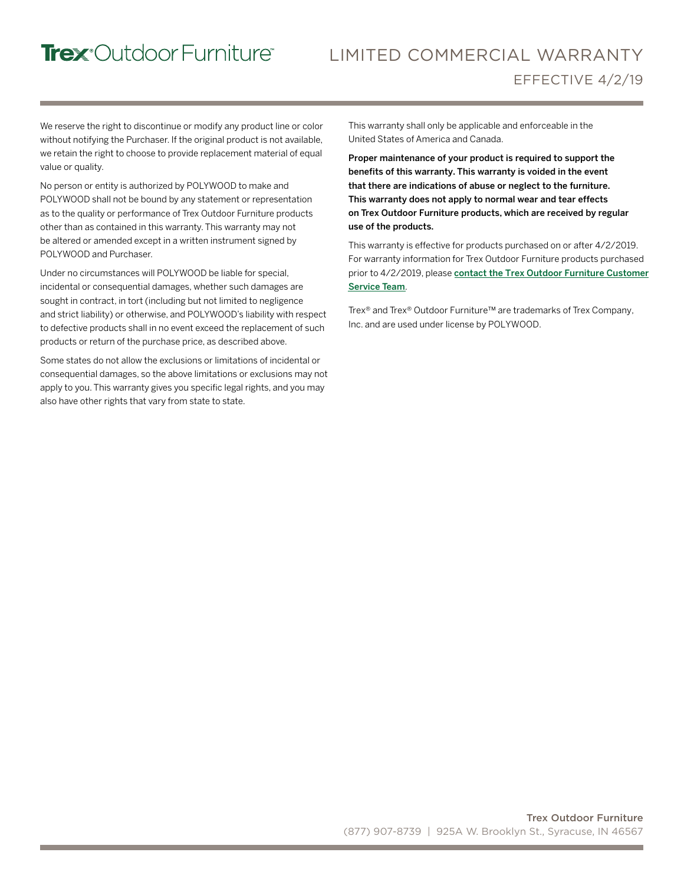We reserve the right to discontinue or modify any product line or color without notifying the Purchaser. If the original product is not available, we retain the right to choose to provide replacement material of equal value or quality.

No person or entity is authorized by POLYWOOD to make and POLYWOOD shall not be bound by any statement or representation as to the quality or performance of Trex Outdoor Furniture products other than as contained in this warranty. This warranty may not be altered or amended except in a written instrument signed by POLYWOOD and Purchaser.

Under no circumstances will POLYWOOD be liable for special, incidental or consequential damages, whether such damages are sought in contract, in tort (including but not limited to negligence and strict liability) or otherwise, and POLYWOOD's liability with respect to defective products shall in no event exceed the replacement of such products or return of the purchase price, as described above.

Some states do not allow the exclusions or limitations of incidental or consequential damages, so the above limitations or exclusions may not apply to you. This warranty gives you specific legal rights, and you may also have other rights that vary from state to state.

This warranty shall only be applicable and enforceable in the United States of America and Canada.

**Proper maintenance of your product is required to support the benefits of this warranty. This warranty is voided in the event that there are indications of abuse or neglect to the furniture. This warranty does not apply to normal wear and tear effects on Trex Outdoor Furniture products, which are received by regular use of the products.**

This warranty is effective for products purchased on or after 4/2/2019. For warranty information for Trex Outdoor Furniture products purchased prior to 4/2/2019, please **contact the Trex Outdoor Furniture Customer Service Team**.

Trex® and Trex® Outdoor Furniture™ are trademarks of Trex Company, Inc. and are used under license by POLYWOOD.

Trex Outdoor Furniture
(877) 907-8739 | 925A W. Brooklyn St., Syracuse, IN 46567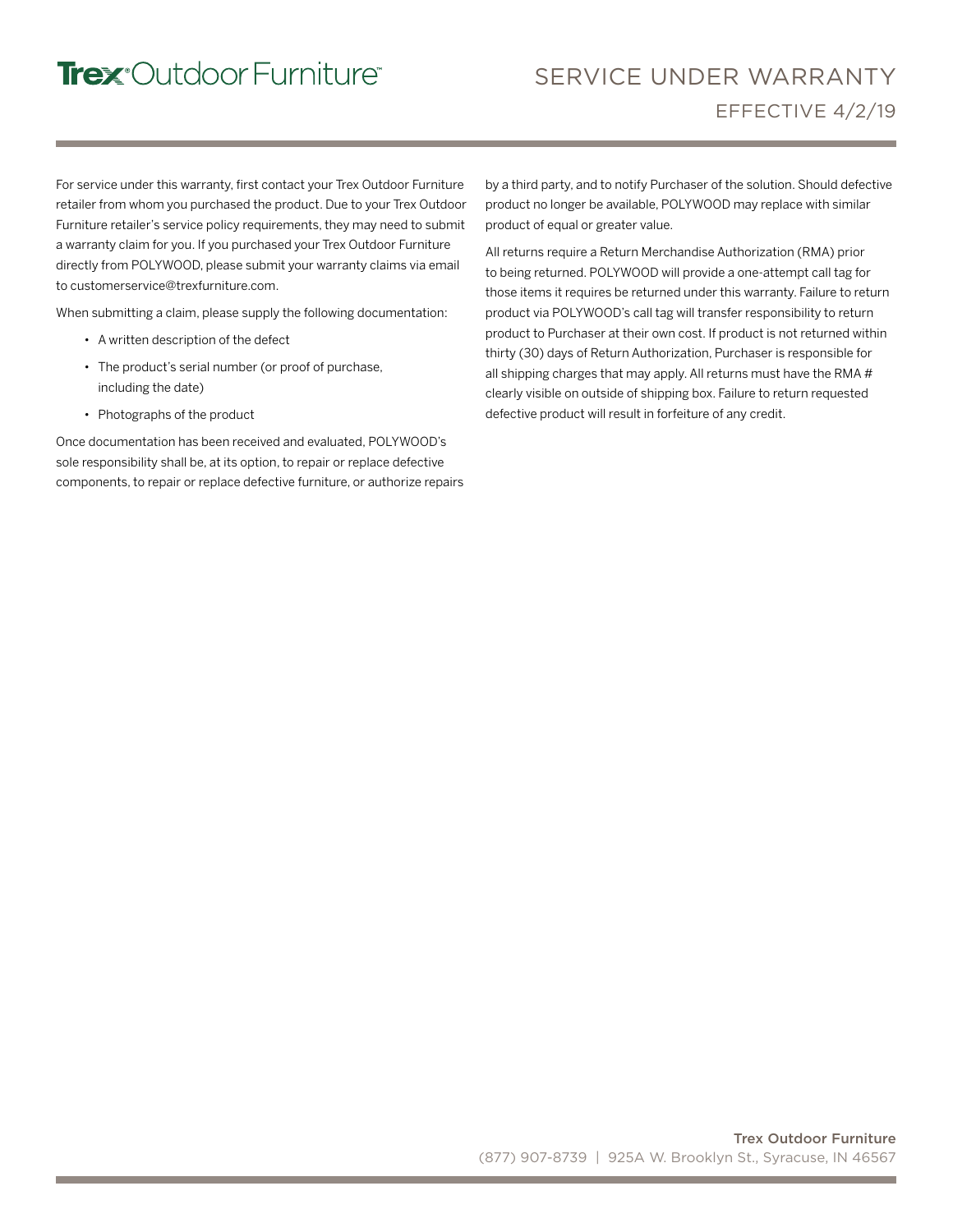# SERVICE UNDER WARRANTY

## EFFECTIVE 4/2/19

For service under this warranty, first contact your Trex Outdoor Furniture retailer from whom you purchased the product. Due to your Trex Outdoor Furniture retailer's service policy requirements, they may need to submit a warranty claim for you. If you purchased your Trex Outdoor Furniture directly from POLYWOOD, please submit your warranty claims via email to customerservice@trexfurniture.com.

When submitting a claim, please supply the following documentation:

- A written description of the defect
- The product's serial number (or proof of purchase, including the date)
- Photographs of the product

Once documentation has been received and evaluated, POLYWOOD's sole responsibility shall be, at its option, to repair or replace defective components, to repair or replace defective furniture, or authorize repairs by a third party, and to notify Purchaser of the solution. Should defective product no longer be available, POLYWOOD may replace with similar product of equal or greater value.

All returns require a Return Merchandise Authorization (RMA) prior to being returned. POLYWOOD will provide a one-attempt call tag for those items it requires be returned under this warranty. Failure to return product via POLYWOOD's call tag will transfer responsibility to return product to Purchaser at their own cost. If product is not returned within thirty (30) days of Return Authorization, Purchaser is responsible for all shipping charges that may apply. All returns must have the RMA # clearly visible on outside of shipping box. Failure to return requested defective product will result in forfeiture of any credit.

Trex Outdoor Furniture
(877) 907-8739 | 925A W. Brooklyn St., Syracuse, IN 46567